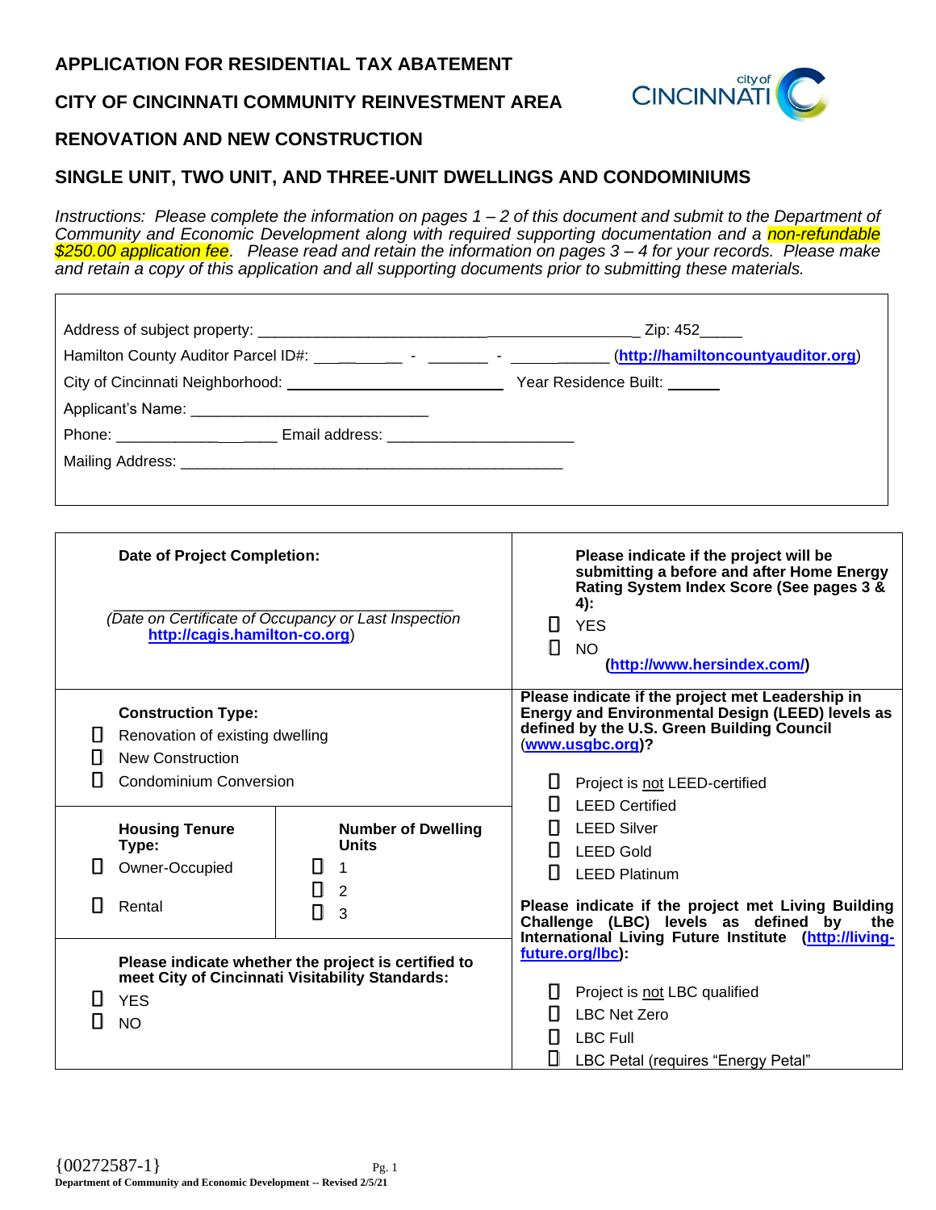# APPLICATION FOR RESIDENTIAL TAX ABATEMENT

## CITY OF CINCINNATI COMMUNITY REINVESTMENT AREA

## RENOVATION AND NEW CONSTRUCTION

## SINGLE UNIT, TWO UNIT, AND THREE-UNIT DWELLINGS AND CONDOMINIUMS

*Instructions: Please complete the information on pages 1 – 2 of this document and submit to the Department of Community and Economic Development along with required supporting documentation and a non-refundable $250.00 application fee. Please read and retain the information on pages 3 – 4 for your records. Please make and retain a copy of this application and all supporting documents prior to submitting these materials.*

Address of subject property: ___________________________________________ Zip: 452_____

Hamilton County Auditor Parcel ID#: __________ - _______ - ___________ (**http://hamiltoncountyauditor.org**)

City of Cincinnati Neighborhood: ________________________ Year Residence Built: ______

Applicant's Name: ___________________________

Phone: __________________ Email address: ____________________

Mailing Address: ____________________________________________

| | |
|---|---|
| **Date of Project Completion:**<br><br>_______________________________________<br>*(Date on Certificate of Occupancy or Last Inspection* **http://cagis.hamilton-co.org**) | **Please indicate if the project will be submitting a before and after Home Energy Rating System Index Score (See pages 3 & 4):**<br>☐ YES<br>☐ NO<br>(**http://www.hersindex.com/**) |
| **Construction Type:**<br>☐ Renovation of existing dwelling<br>☐ New Construction<br>☐ Condominium Conversion | **Please indicate if the project met Leadership in Energy and Environmental Design (LEED) levels as defined by the U.S. Green Building Council (www.usgbc.org)?**<br>☐ Project is not LEED-certified<br>☐ LEED Certified<br>☐ LEED Silver<br>☐ LEED Gold<br>☐ LEED Platinum |
| **Housing Tenure Type:**<br>☐ Owner-Occupied<br>☐ Rental<br><br>**Number of Dwelling Units**<br>☐ 1<br>☐ 2<br>☐ 3 | **Please indicate if the project met Living Building Challenge (LBC) levels as defined by the International Living Future Institute (http://living-future.org/lbc):**<br>☐ Project is not LBC qualified<br>☐ LBC Net Zero<br>☐ LBC Full<br>☐ LBC Petal (requires "Energy Petal" |
| **Please indicate whether the project is certified to meet City of Cincinnati Visitability Standards:**<br>☐ YES<br>☐ NO | |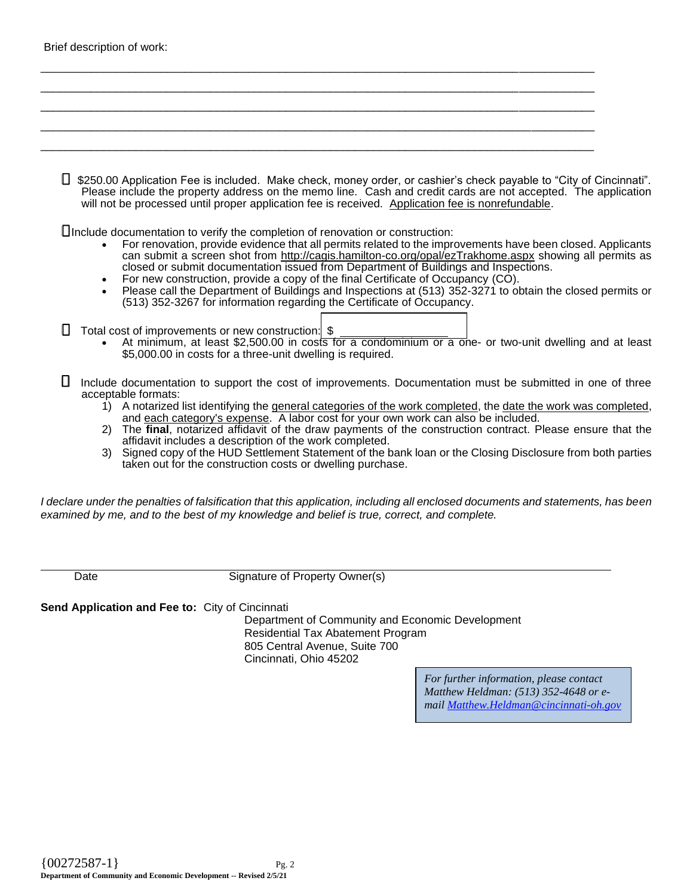Brief description of work:

\_\_\_\_\_\_\_\_\_\_\_\_\_\_\_\_\_\_\_\_\_\_\_\_\_\_\_\_\_\_\_\_\_\_\_\_\_\_\_\_\_\_\_\_\_\_\_\_\_\_\_\_\_\_\_\_\_\_\_\_\_\_\_\_\_\_\_\_\_\_\_\_\_\_\_\_\_\_

\_\_\_\_\_\_\_\_\_\_\_\_\_\_\_\_\_\_\_\_\_\_\_\_\_\_\_\_\_\_\_\_\_\_\_\_\_\_\_\_\_\_\_\_\_\_\_\_\_\_\_\_\_\_\_\_\_\_\_\_\_\_\_\_\_\_\_\_\_\_\_\_\_\_\_\_\_\_

\_\_\_\_\_\_\_\_\_\_\_\_\_\_\_\_\_\_\_\_\_\_\_\_\_\_\_\_\_\_\_\_\_\_\_\_\_\_\_\_\_\_\_\_\_\_\_\_\_\_\_\_\_\_\_\_\_\_\_\_\_\_\_\_\_\_\_\_\_\_\_\_\_\_\_\_\_\_

\_\_\_\_\_\_\_\_\_\_\_\_\_\_\_\_\_\_\_\_\_\_\_\_\_\_\_\_\_\_\_\_\_\_\_\_\_\_\_\_\_\_\_\_\_\_\_\_\_\_\_\_\_\_\_\_\_\_\_\_\_\_\_\_\_\_\_\_\_\_\_\_\_\_\_\_\_\_

\_\_\_\_\_\_\_\_\_\_\_\_\_\_\_\_\_\_\_\_\_\_\_\_\_\_\_\_\_\_\_\_\_\_\_\_\_\_\_\_\_\_\_\_\_\_\_\_\_\_\_\_\_\_\_\_\_\_\_\_\_\_\_\_\_\_\_\_\_\_\_\_\_\_\_\_\_\_

- ☐ $250.00 Application Fee is included. Make check, money order, or cashier's check payable to "City of Cincinnati". Please include the property address on the memo line. Cash and credit cards are not accepted. The application will not be processed until proper application fee is received. Application fee is nonrefundable.

- ☐ Include documentation to verify the completion of renovation or construction:
  - For renovation, provide evidence that all permits related to the improvements have been closed. Applicants can submit a screen shot from http://cagis.hamilton-co.org/opal/ezTrakhome.aspx showing all permits as closed or submit documentation issued from Department of Buildings and Inspections.
  - For new construction, provide a copy of the final Certificate of Occupancy (CO).
  - Please call the Department of Buildings and Inspections at (513) 352-3271 to obtain the closed permits or (513) 352-3267 for information regarding the Certificate of Occupancy.

- ☐ Total cost of improvements or new construction: $ \_\_\_\_\_\_\_\_\_\_\_\_\_\_\_\_\_\_
  - At minimum, at least $2,500.00 in costs for a condominium or a one- or two-unit dwelling and at least $5,000.00 in costs for a three-unit dwelling is required.

- ☐ Include documentation to support the cost of improvements. Documentation must be submitted in one of three acceptable formats:
  1) A notarized list identifying the general categories of the work completed, the date the work was completed, and each category's expense. A labor cost for your own work can also be included.
  2) The **final**, notarized affidavit of the draw payments of the construction contract. Please ensure that the affidavit includes a description of the work completed.
  3) Signed copy of the HUD Settlement Statement of the bank loan or the Closing Disclosure from both parties taken out for the construction costs or dwelling purchase.

*I declare under the penalties of falsification that this application, including all enclosed documents and statements, has been examined by me, and to the best of my knowledge and belief is true, correct, and complete.*

\_\_\_\_\_\_\_\_\_\_\_\_\_\_\_\_\_\_\_\_\_\_\_\_\_\_\_\_\_\_\_\_\_\_\_\_\_\_\_\_\_\_\_\_\_\_\_\_\_\_\_\_\_\_\_\_\_\_\_\_\_\_\_\_\_\_\_\_\_\_\_\_

Date Signature of Property Owner(s)

**Send Application and Fee to:** City of Cincinnati
Department of Community and Economic Development
Residential Tax Abatement Program
805 Central Avenue, Suite 700
Cincinnati, Ohio 45202

*For further information, please contact Matthew Heldman: (513) 352-4648 or e-mail Matthew.Heldman@cincinnati-oh.gov*

{00272587-1}

**Department of Community and Economic Development -- Revised 2/5/21**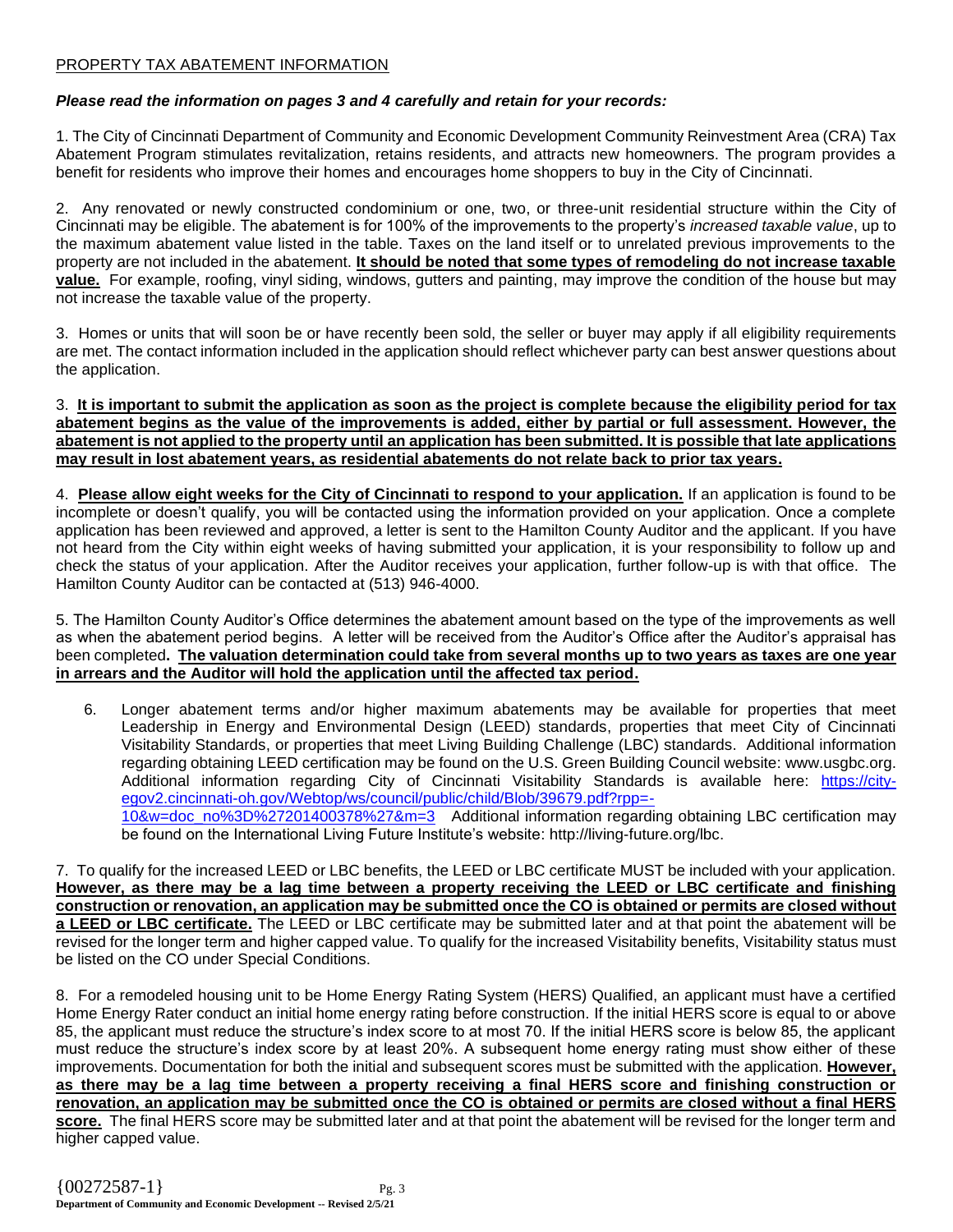<u>PROPERTY TAX ABATEMENT INFORMATION</u>

***Please read the information on pages 3 and 4 carefully and retain for your records:***

1. The City of Cincinnati Department of Community and Economic Development Community Reinvestment Area (CRA) Tax Abatement Program stimulates revitalization, retains residents, and attracts new homeowners. The program provides a benefit for residents who improve their homes and encourages home shoppers to buy in the City of Cincinnati.

2. Any renovated or newly constructed condominium or one, two, or three-unit residential structure within the City of Cincinnati may be eligible. The abatement is for 100% of the improvements to the property's *increased taxable value*, up to the maximum abatement value listed in the table. Taxes on the land itself or to unrelated previous improvements to the property are not included in the abatement. **<u>It should be noted that some types of remodeling do not increase taxable value.</u>** For example, roofing, vinyl siding, windows, gutters and painting, may improve the condition of the house but may not increase the taxable value of the property.

3. Homes or units that will soon be or have recently been sold, the seller or buyer may apply if all eligibility requirements are met. The contact information included in the application should reflect whichever party can best answer questions about the application.

3. **<u>It is important to submit the application as soon as the project is complete because the eligibility period for tax abatement begins as the value of the improvements is added, either by partial or full assessment. However, the abatement is not applied to the property until an application has been submitted. It is possible that late applications may result in lost abatement years, as residential abatements do not relate back to prior tax years.</u>**

4. **<u>Please allow eight weeks for the City of Cincinnati to respond to your application.</u>** If an application is found to be incomplete or doesn't qualify, you will be contacted using the information provided on your application. Once a complete application has been reviewed and approved, a letter is sent to the Hamilton County Auditor and the applicant. If you have not heard from the City within eight weeks of having submitted your application, it is your responsibility to follow up and check the status of your application. After the Auditor receives your application, further follow-up is with that office. The Hamilton County Auditor can be contacted at (513) 946-4000.

5. The Hamilton County Auditor's Office determines the abatement amount based on the type of the improvements as well as when the abatement period begins. A letter will be received from the Auditor's Office after the Auditor's appraisal has been completed**. <u>The valuation determination could take from several months up to two years as taxes are one year in arrears and the Auditor will hold the application until the affected tax period.</u>**

6. Longer abatement terms and/or higher maximum abatements may be available for properties that meet Leadership in Energy and Environmental Design (LEED) standards, properties that meet City of Cincinnati Visitability Standards, or properties that meet Living Building Challenge (LBC) standards. Additional information regarding obtaining LEED certification may be found on the U.S. Green Building Council website: www.usgbc.org. Additional information regarding City of Cincinnati Visitability Standards is available here: https://city-egov2.cincinnati-oh.gov/Webtop/ws/council/public/child/Blob/39679.pdf?rpp=-10&w=doc_no%3D%27201400378%27&m=3 Additional information regarding obtaining LBC certification may be found on the International Living Future Institute's website: http://living-future.org/lbc.

7. To qualify for the increased LEED or LBC benefits, the LEED or LBC certificate MUST be included with your application. **<u>However, as there may be a lag time between a property receiving the LEED or LBC certificate and finishing construction or renovation, an application may be submitted once the CO is obtained or permits are closed without a LEED or LBC certificate.</u>** The LEED or LBC certificate may be submitted later and at that point the abatement will be revised for the longer term and higher capped value. To qualify for the increased Visitability benefits, Visitability status must be listed on the CO under Special Conditions.

8. For a remodeled housing unit to be Home Energy Rating System (HERS) Qualified, an applicant must have a certified Home Energy Rater conduct an initial home energy rating before construction. If the initial HERS score is equal to or above 85, the applicant must reduce the structure's index score to at most 70. If the initial HERS score is below 85, the applicant must reduce the structure's index score by at least 20%. A subsequent home energy rating must show either of these improvements. Documentation for both the initial and subsequent scores must be submitted with the application. **<u>However, as there may be a lag time between a property receiving a final HERS score and finishing construction or renovation, an application may be submitted once the CO is obtained or permits are closed without a final HERS score.</u>** The final HERS score may be submitted later and at that point the abatement will be revised for the longer term and higher capped value.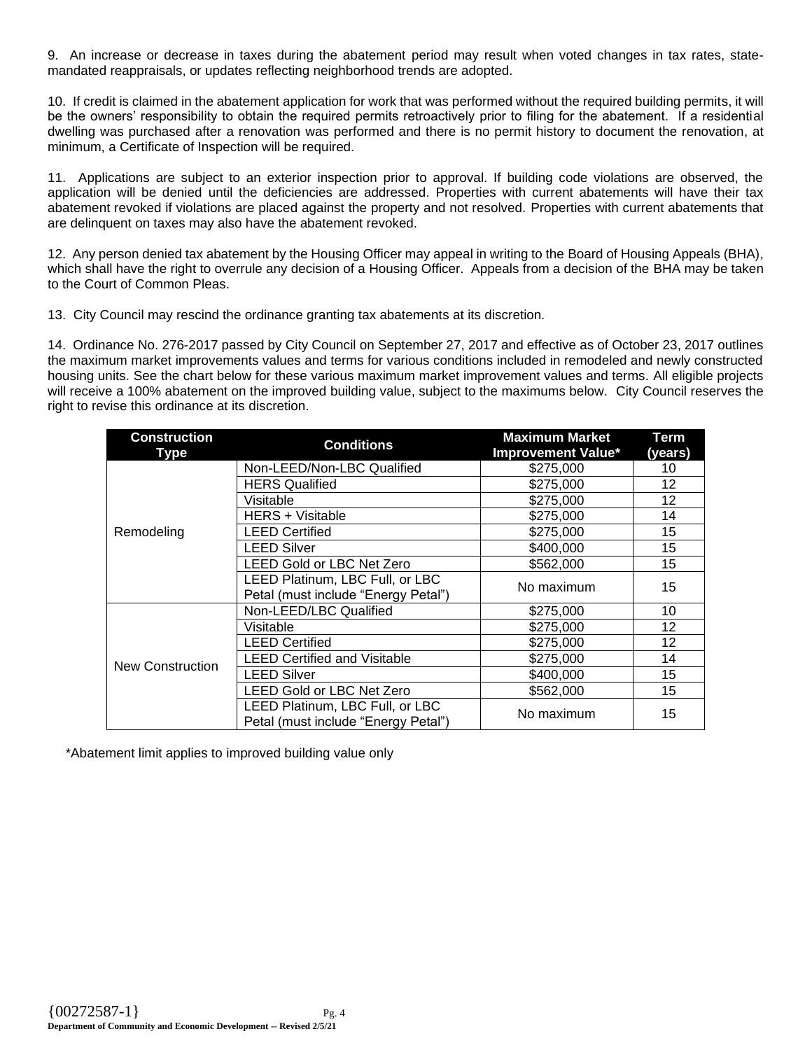9. An increase or decrease in taxes during the abatement period may result when voted changes in tax rates, state-mandated reappraisals, or updates reflecting neighborhood trends are adopted.

10. If credit is claimed in the abatement application for work that was performed without the required building permits, it will be the owners' responsibility to obtain the required permits retroactively prior to filing for the abatement. If a residential dwelling was purchased after a renovation was performed and there is no permit history to document the renovation, at minimum, a Certificate of Inspection will be required.

11. Applications are subject to an exterior inspection prior to approval. If building code violations are observed, the application will be denied until the deficiencies are addressed. Properties with current abatements will have their tax abatement revoked if violations are placed against the property and not resolved. Properties with current abatements that are delinquent on taxes may also have the abatement revoked.

12. Any person denied tax abatement by the Housing Officer may appeal in writing to the Board of Housing Appeals (BHA), which shall have the right to overrule any decision of a Housing Officer. Appeals from a decision of the BHA may be taken to the Court of Common Pleas.

13. City Council may rescind the ordinance granting tax abatements at its discretion.

14. Ordinance No. 276-2017 passed by City Council on September 27, 2017 and effective as of October 23, 2017 outlines the maximum market improvements values and terms for various conditions included in remodeled and newly constructed housing units. See the chart below for these various maximum market improvement values and terms. All eligible projects will receive a 100% abatement on the improved building value, subject to the maximums below. City Council reserves the right to revise this ordinance at its discretion.

| Construction Type | Conditions | Maximum Market Improvement Value* | Term (years) |
|---|---|---|---|
| Remodeling | Non-LEED/Non-LBC Qualified | $275,000 | 10 |
| | HERS Qualified | $275,000 | 12 |
| | Visitable | $275,000 | 12 |
| | HERS + Visitable | $275,000 | 14 |
| | LEED Certified | $275,000 | 15 |
| | LEED Silver | $400,000 | 15 |
| | LEED Gold or LBC Net Zero | $562,000 | 15 |
| | LEED Platinum, LBC Full, or LBC Petal (must include "Energy Petal") | No maximum | 15 |
| New Construction | Non-LEED/LBC Qualified | $275,000 | 10 |
| | Visitable | $275,000 | 12 |
| | LEED Certified | $275,000 | 12 |
| | LEED Certified and Visitable | $275,000 | 14 |
| | LEED Silver | $400,000 | 15 |
| | LEED Gold or LBC Net Zero | $562,000 | 15 |
| | LEED Platinum, LBC Full, or LBC Petal (must include "Energy Petal") | No maximum | 15 |

*Abatement limit applies to improved building value only

{00272587-1}

**Department of Community and Economic Development -- Revised 2/5/21**